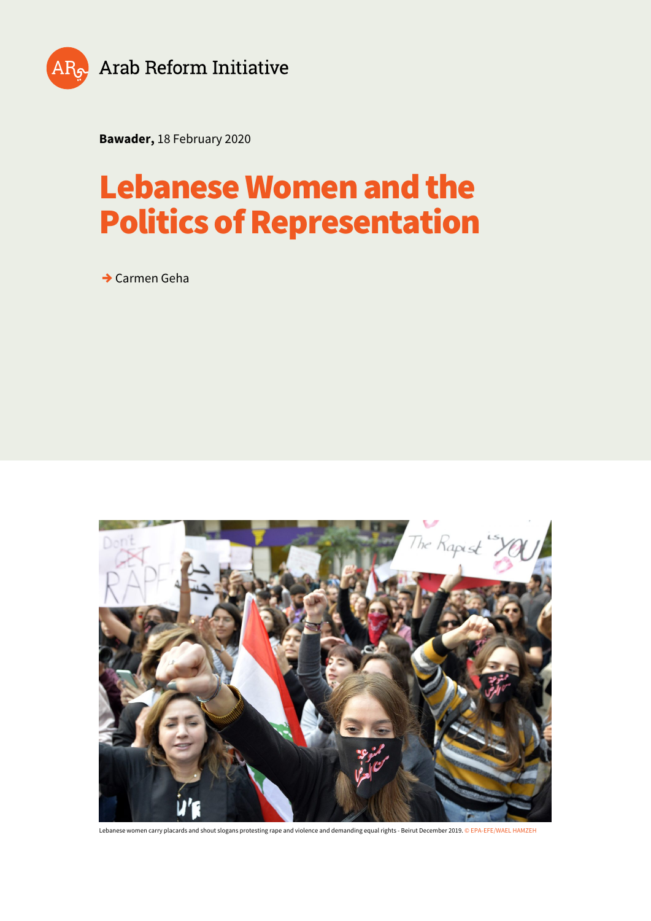Arab Reform Initiative

**Bawader,** 18 February 2020

# Lebanese Women and the Politics of Representation

➔ Carmen Geha

Lebanese women carry placards and shout slogans protesting rape and violence and demanding equal rights - Beirut December 2019. © EPA-EFE/WAEL HAMZEH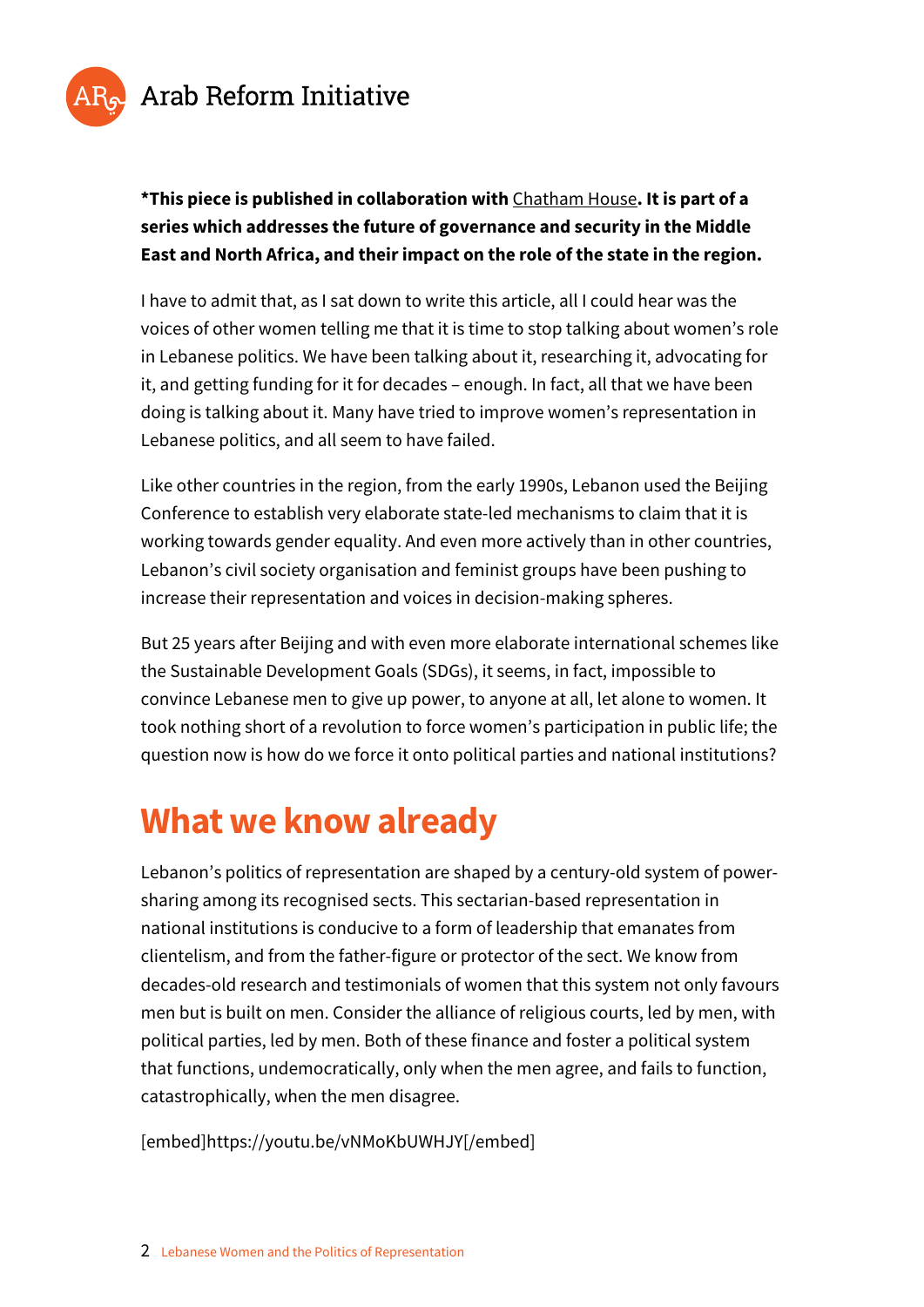**\*This piece is published in collaboration with** Chatham House**. It is part of a series which addresses the future of governance and security in the Middle East and North Africa, and their impact on the role of the state in the region.**

I have to admit that, as I sat down to write this article, all I could hear was the voices of other women telling me that it is time to stop talking about women's role in Lebanese politics. We have been talking about it, researching it, advocating for it, and getting funding for it for decades – enough. In fact, all that we have been doing is talking about it. Many have tried to improve women's representation in Lebanese politics, and all seem to have failed.

Like other countries in the region, from the early 1990s, Lebanon used the Beijing Conference to establish very elaborate state-led mechanisms to claim that it is working towards gender equality. And even more actively than in other countries, Lebanon's civil society organisation and feminist groups have been pushing to increase their representation and voices in decision-making spheres.

But 25 years after Beijing and with even more elaborate international schemes like the Sustainable Development Goals (SDGs), it seems, in fact, impossible to convince Lebanese men to give up power, to anyone at all, let alone to women. It took nothing short of a revolution to force women's participation in public life; the question now is how do we force it onto political parties and national institutions?

## What we know already

Lebanon's politics of representation are shaped by a century-old system of power-sharing among its recognised sects. This sectarian-based representation in national institutions is conducive to a form of leadership that emanates from clientelism, and from the father-figure or protector of the sect. We know from decades-old research and testimonials of women that this system not only favours men but is built on men. Consider the alliance of religious courts, led by men, with political parties, led by men. Both of these finance and foster a political system that functions, undemocratically, only when the men agree, and fails to function, catastrophically, when the men disagree.

[embed]https://youtu.be/vNMoKbUWHJY[/embed]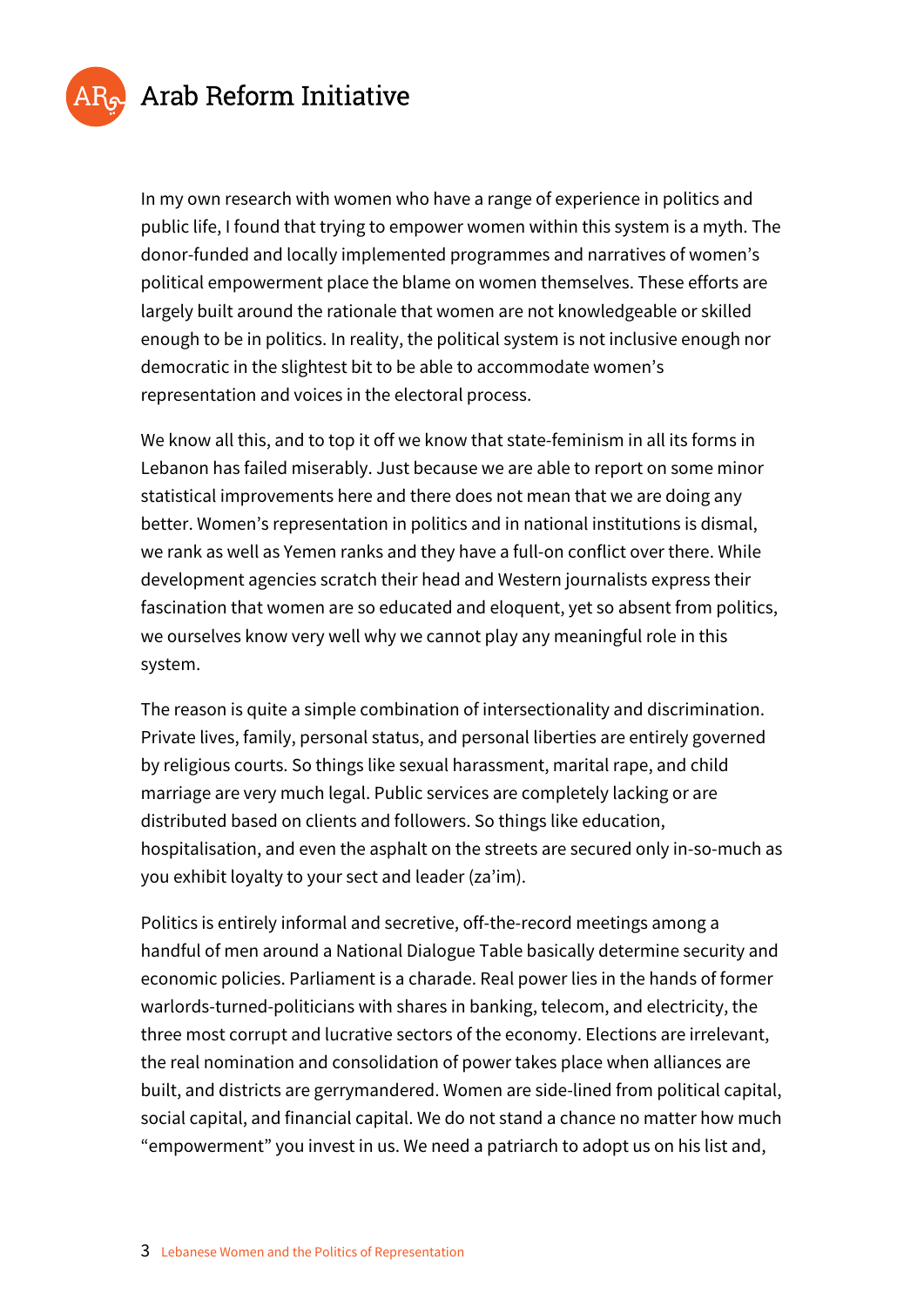In my own research with women who have a range of experience in politics and public life, I found that trying to empower women within this system is a myth. The donor-funded and locally implemented programmes and narratives of women's political empowerment place the blame on women themselves. These efforts are largely built around the rationale that women are not knowledgeable or skilled enough to be in politics. In reality, the political system is not inclusive enough nor democratic in the slightest bit to be able to accommodate women's representation and voices in the electoral process.

We know all this, and to top it off we know that state-feminism in all its forms in Lebanon has failed miserably. Just because we are able to report on some minor statistical improvements here and there does not mean that we are doing any better. Women's representation in politics and in national institutions is dismal, we rank as well as Yemen ranks and they have a full-on conflict over there. While development agencies scratch their head and Western journalists express their fascination that women are so educated and eloquent, yet so absent from politics, we ourselves know very well why we cannot play any meaningful role in this system.

The reason is quite a simple combination of intersectionality and discrimination. Private lives, family, personal status, and personal liberties are entirely governed by religious courts. So things like sexual harassment, marital rape, and child marriage are very much legal. Public services are completely lacking or are distributed based on clients and followers. So things like education, hospitalisation, and even the asphalt on the streets are secured only in-so-much as you exhibit loyalty to your sect and leader (za'im).

Politics is entirely informal and secretive, off-the-record meetings among a handful of men around a National Dialogue Table basically determine security and economic policies. Parliament is a charade. Real power lies in the hands of former warlords-turned-politicians with shares in banking, telecom, and electricity, the three most corrupt and lucrative sectors of the economy. Elections are irrelevant, the real nomination and consolidation of power takes place when alliances are built, and districts are gerrymandered. Women are side-lined from political capital, social capital, and financial capital. We do not stand a chance no matter how much "empowerment" you invest in us. We need a patriarch to adopt us on his list and,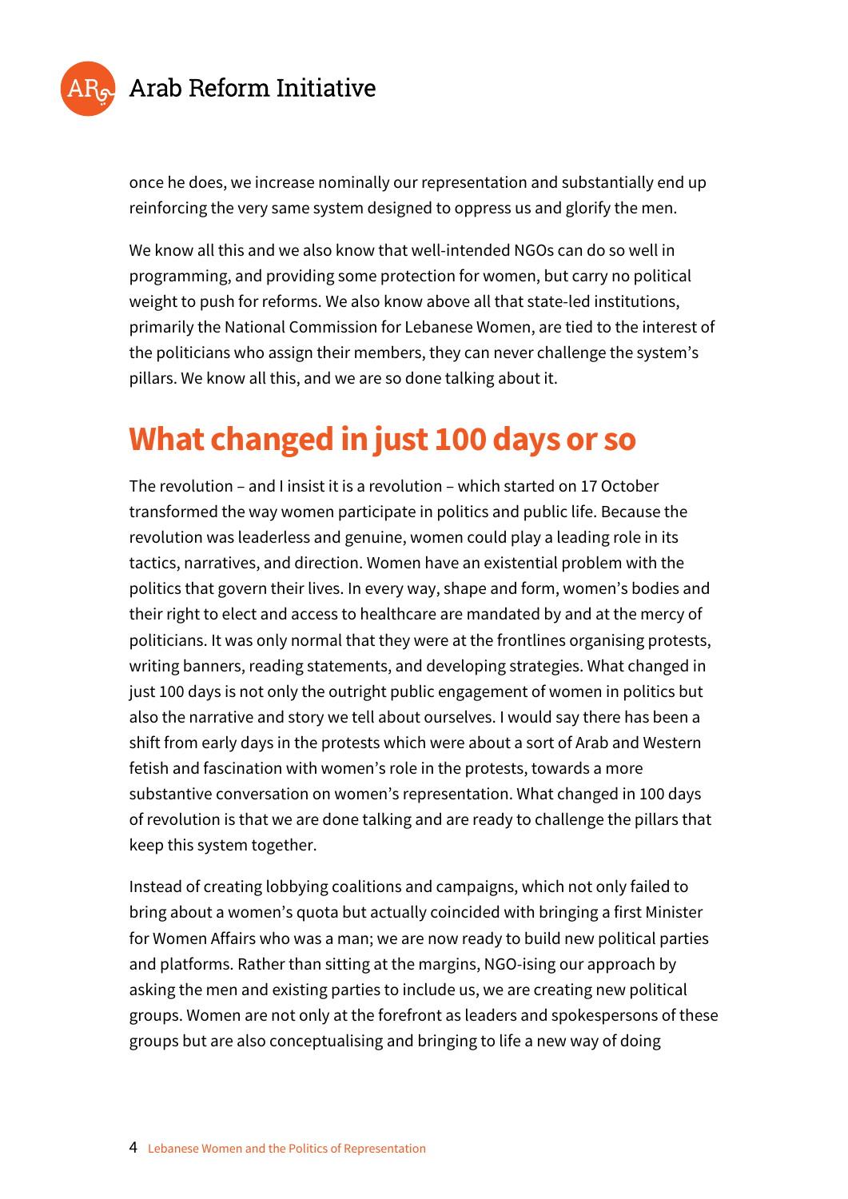once he does, we increase nominally our representation and substantially end up reinforcing the very same system designed to oppress us and glorify the men.

We know all this and we also know that well-intended NGOs can do so well in programming, and providing some protection for women, but carry no political weight to push for reforms. We also know above all that state-led institutions, primarily the National Commission for Lebanese Women, are tied to the interest of the politicians who assign their members, they can never challenge the system's pillars. We know all this, and we are so done talking about it.

## What changed in just 100 days or so

The revolution – and I insist it is a revolution – which started on 17 October transformed the way women participate in politics and public life. Because the revolution was leaderless and genuine, women could play a leading role in its tactics, narratives, and direction. Women have an existential problem with the politics that govern their lives. In every way, shape and form, women's bodies and their right to elect and access to healthcare are mandated by and at the mercy of politicians. It was only normal that they were at the frontlines organising protests, writing banners, reading statements, and developing strategies. What changed in just 100 days is not only the outright public engagement of women in politics but also the narrative and story we tell about ourselves. I would say there has been a shift from early days in the protests which were about a sort of Arab and Western fetish and fascination with women's role in the protests, towards a more substantive conversation on women's representation. What changed in 100 days of revolution is that we are done talking and are ready to challenge the pillars that keep this system together.

Instead of creating lobbying coalitions and campaigns, which not only failed to bring about a women's quota but actually coincided with bringing a first Minister for Women Affairs who was a man; we are now ready to build new political parties and platforms. Rather than sitting at the margins, NGO-ising our approach by asking the men and existing parties to include us, we are creating new political groups. Women are not only at the forefront as leaders and spokespersons of these groups but are also conceptualising and bringing to life a new way of doing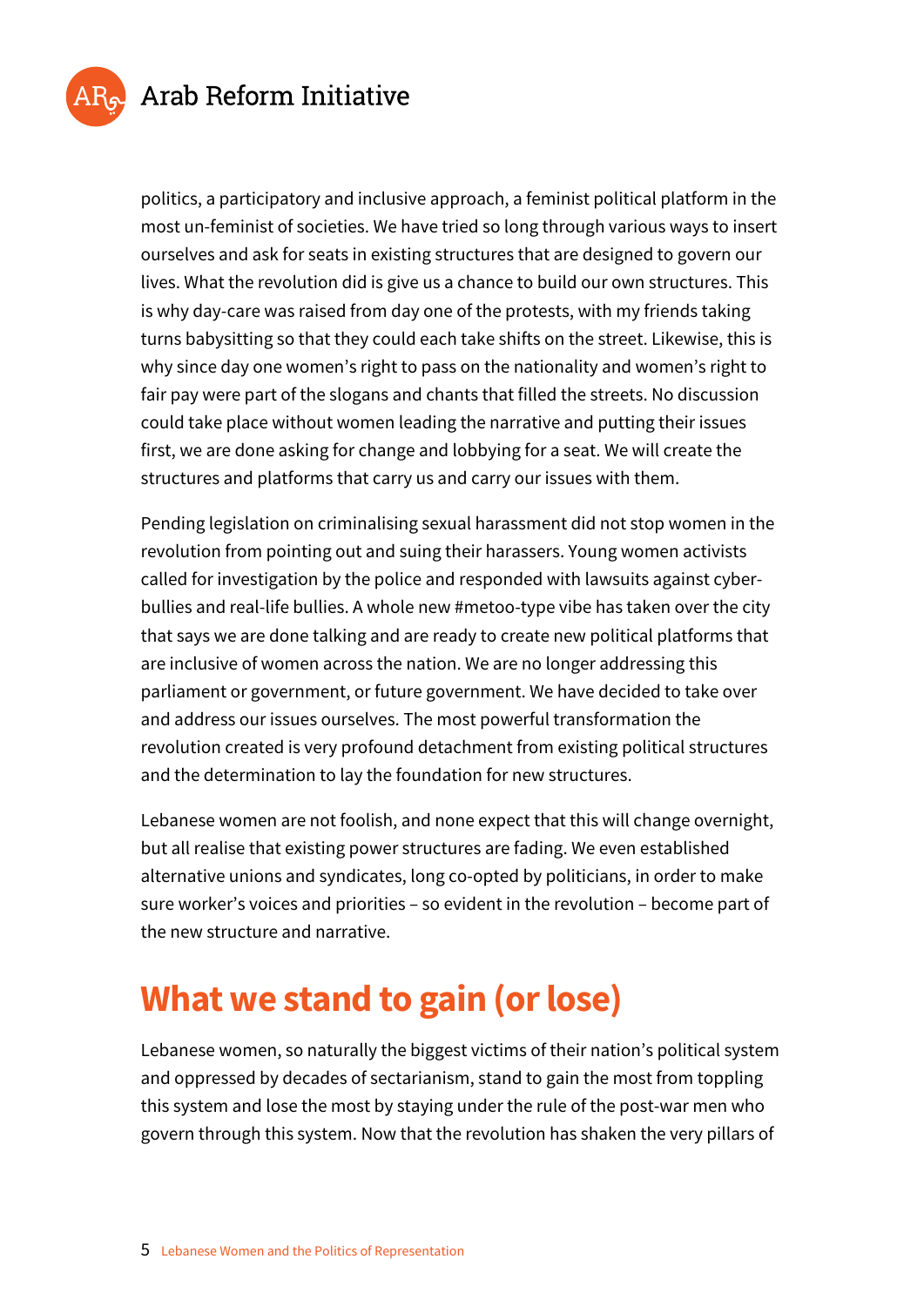politics, a participatory and inclusive approach, a feminist political platform in the most un-feminist of societies. We have tried so long through various ways to insert ourselves and ask for seats in existing structures that are designed to govern our lives. What the revolution did is give us a chance to build our own structures. This is why day-care was raised from day one of the protests, with my friends taking turns babysitting so that they could each take shifts on the street. Likewise, this is why since day one women's right to pass on the nationality and women's right to fair pay were part of the slogans and chants that filled the streets. No discussion could take place without women leading the narrative and putting their issues first, we are done asking for change and lobbying for a seat. We will create the structures and platforms that carry us and carry our issues with them.

Pending legislation on criminalising sexual harassment did not stop women in the revolution from pointing out and suing their harassers. Young women activists called for investigation by the police and responded with lawsuits against cyber-bullies and real-life bullies. A whole new #metoo-type vibe has taken over the city that says we are done talking and are ready to create new political platforms that are inclusive of women across the nation. We are no longer addressing this parliament or government, or future government. We have decided to take over and address our issues ourselves. The most powerful transformation the revolution created is very profound detachment from existing political structures and the determination to lay the foundation for new structures.

Lebanese women are not foolish, and none expect that this will change overnight, but all realise that existing power structures are fading. We even established alternative unions and syndicates, long co-opted by politicians, in order to make sure worker's voices and priorities – so evident in the revolution – become part of the new structure and narrative.

## What we stand to gain (or lose)

Lebanese women, so naturally the biggest victims of their nation's political system and oppressed by decades of sectarianism, stand to gain the most from toppling this system and lose the most by staying under the rule of the post-war men who govern through this system. Now that the revolution has shaken the very pillars of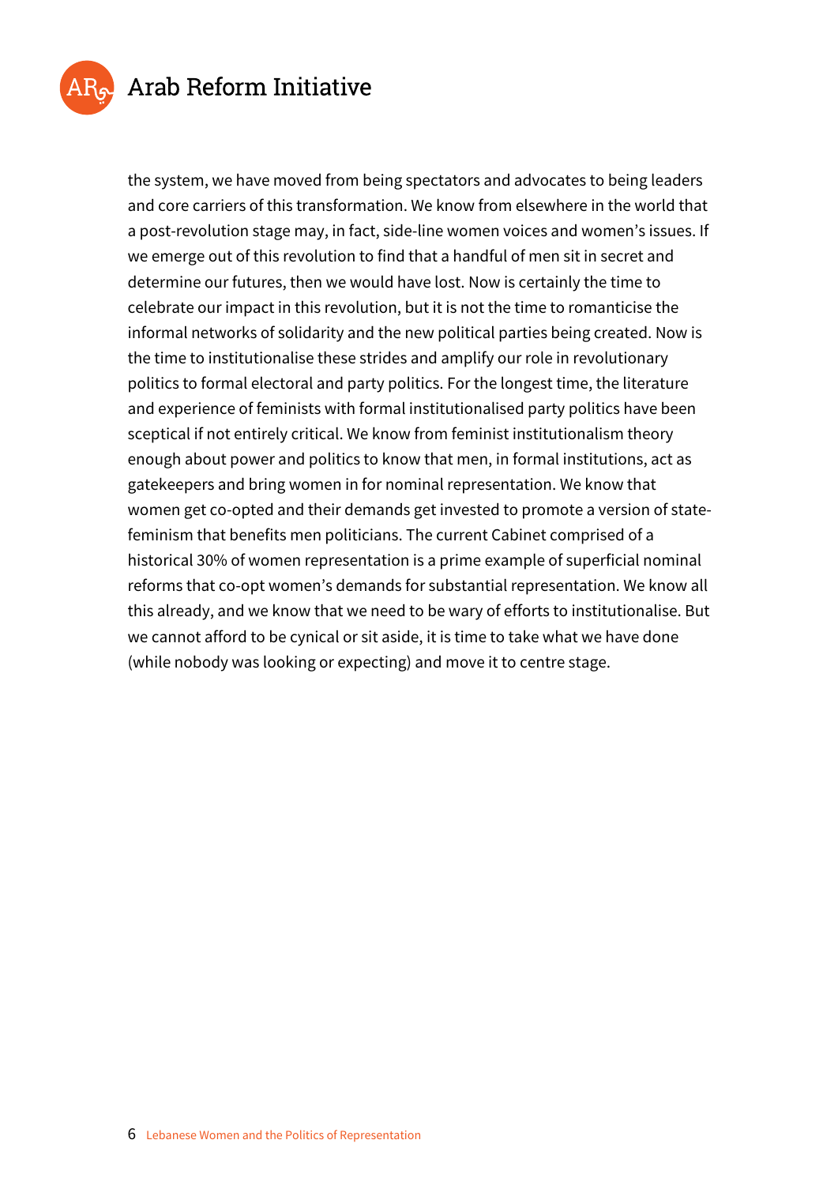the system, we have moved from being spectators and advocates to being leaders and core carriers of this transformation. We know from elsewhere in the world that a post-revolution stage may, in fact, side-line women voices and women's issues. If we emerge out of this revolution to find that a handful of men sit in secret and determine our futures, then we would have lost. Now is certainly the time to celebrate our impact in this revolution, but it is not the time to romanticise the informal networks of solidarity and the new political parties being created. Now is the time to institutionalise these strides and amplify our role in revolutionary politics to formal electoral and party politics. For the longest time, the literature and experience of feminists with formal institutionalised party politics have been sceptical if not entirely critical. We know from feminist institutionalism theory enough about power and politics to know that men, in formal institutions, act as gatekeepers and bring women in for nominal representation. We know that women get co-opted and their demands get invested to promote a version of state-feminism that benefits men politicians. The current Cabinet comprised of a historical 30% of women representation is a prime example of superficial nominal reforms that co-opt women's demands for substantial representation. We know all this already, and we know that we need to be wary of efforts to institutionalise. But we cannot afford to be cynical or sit aside, it is time to take what we have done (while nobody was looking or expecting) and move it to centre stage.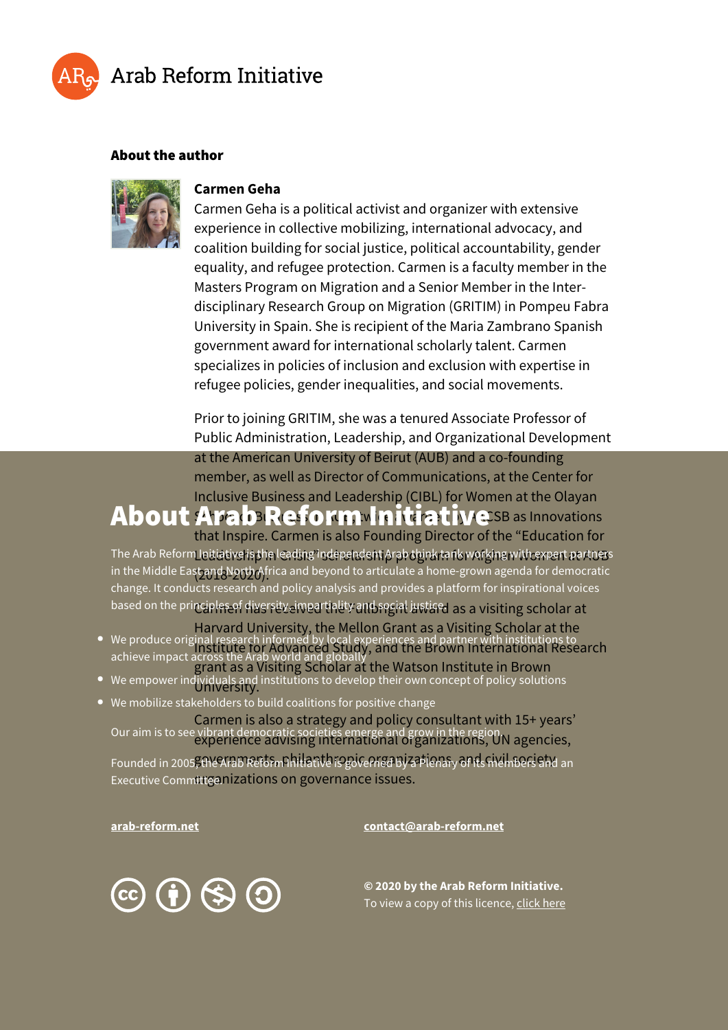## About the author

**Carmen Geha**

Carmen Geha is a political activist and organizer with extensive experience in collective mobilizing, international advocacy, and coalition building for social justice, political accountability, gender equality, and refugee protection. Carmen is a faculty member in the Masters Program on Migration and a Senior Member in the Inter-disciplinary Research Group on Migration (GRITIM) in Pompeu Fabra University in Spain. She is recipient of the Maria Zambrano Spanish government award for international scholarly talent. Carmen specializes in policies of inclusion and exclusion with expertise in refugee policies, gender inequalities, and social movements.

Prior to joining GRITIM, she was a tenured Associate Professor of Public Administration, Leadership, and Organizational Development at the American University of Beirut (AUB) and a co-founding member, as well as Director of Communications, at the Center for Inclusive Business and Leadership (CIBL) for Women at the Olayan School of Business. CIBL was recognized by AACSB as Innovations that Inspire. Carmen is also Founding Director of the "Education for Leadership in Crisis" scholarship program for Afghan Women at AUB (2018-2020). Carmen has received the Fulbright award as a visiting scholar at Harvard University, the Mellon Grant as a Visiting Scholar at the Institute for Advanced Study, and the Brown International Research grant as a Visiting Scholar at the Watson Institute in Brown University.

Carmen is also a strategy and policy consultant with 15+ years' experience advising international organizations, UN agencies, governments, philanthropic organizations, and civil society organizations on governance issues.

# About Arab Reform Initiative

The Arab Reform Initiative is the leading independent Arab think tank working with expert partners in the Middle East and North Africa and beyond to articulate a home-grown agenda for democratic change. It conducts research and policy analysis and provides a platform for inspirational voices based on the principles of diversity, impartiality and social justice.

- We produce original research informed by local experiences and partner with institutions to achieve impact across the Arab world and globally
- We empower individuals and institutions to develop their own concept of policy solutions
- We mobilize stakeholders to build coalitions for positive change

Our aim is to see vibrant democratic societies emerge and grow in the region.

Founded in 2005, the Arab Reform Initiative is governed by a Plenary of its members and an Executive Committee.

**arab-reform.net** **contact@arab-reform.net**

**© 2020 by the Arab Reform Initiative.**
To view a copy of this licence, click here